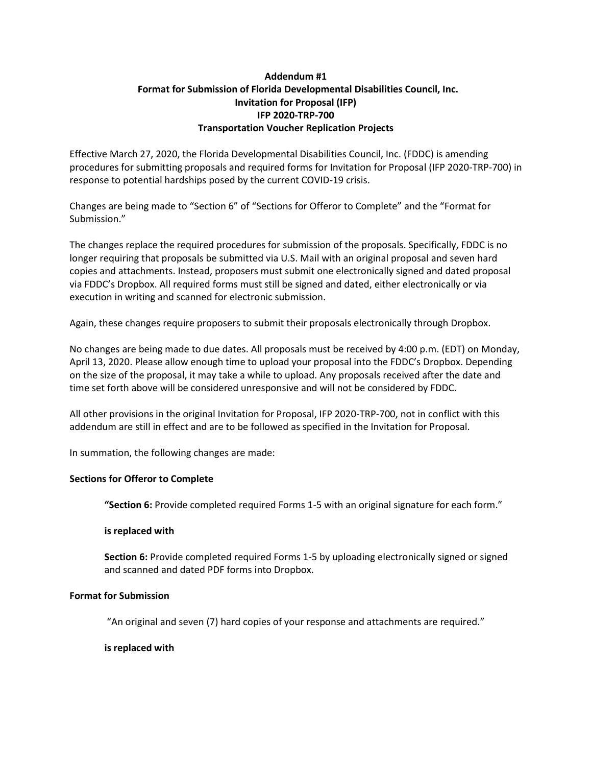# Addendum #1
## Format for Submission of Florida Developmental Disabilities Council, Inc.
## Invitation for Proposal (IFP)
## IFP 2020-TRP-700
## Transportation Voucher Replication Projects

Effective March 27, 2020, the Florida Developmental Disabilities Council, Inc. (FDDC) is amending procedures for submitting proposals and required forms for Invitation for Proposal (IFP 2020-TRP-700) in response to potential hardships posed by the current COVID-19 crisis.

Changes are being made to "Section 6" of "Sections for Offeror to Complete" and the "Format for Submission."

The changes replace the required procedures for submission of the proposals. Specifically, FDDC is no longer requiring that proposals be submitted via U.S. Mail with an original proposal and seven hard copies and attachments. Instead, proposers must submit one electronically signed and dated proposal via FDDC's Dropbox. All required forms must still be signed and dated, either electronically or via execution in writing and scanned for electronic submission.

Again, these changes require proposers to submit their proposals electronically through Dropbox.

No changes are being made to due dates. All proposals must be received by 4:00 p.m. (EDT) on Monday, April 13, 2020. Please allow enough time to upload your proposal into the FDDC's Dropbox. Depending on the size of the proposal, it may take a while to upload. Any proposals received after the date and time set forth above will be considered unresponsive and will not be considered by FDDC.

All other provisions in the original Invitation for Proposal, IFP 2020-TRP-700, not in conflict with this addendum are still in effect and are to be followed as specified in the Invitation for Proposal.

In summation, the following changes are made:

**Sections for Offeror to Complete**

> **"Section 6:** Provide completed required Forms 1-5 with an original signature for each form."
>
> **is replaced with**
>
> **Section 6:** Provide completed required Forms 1-5 by uploading electronically signed or signed and scanned and dated PDF forms into Dropbox.

**Format for Submission**

> "An original and seven (7) hard copies of your response and attachments are required."
>
> **is replaced with**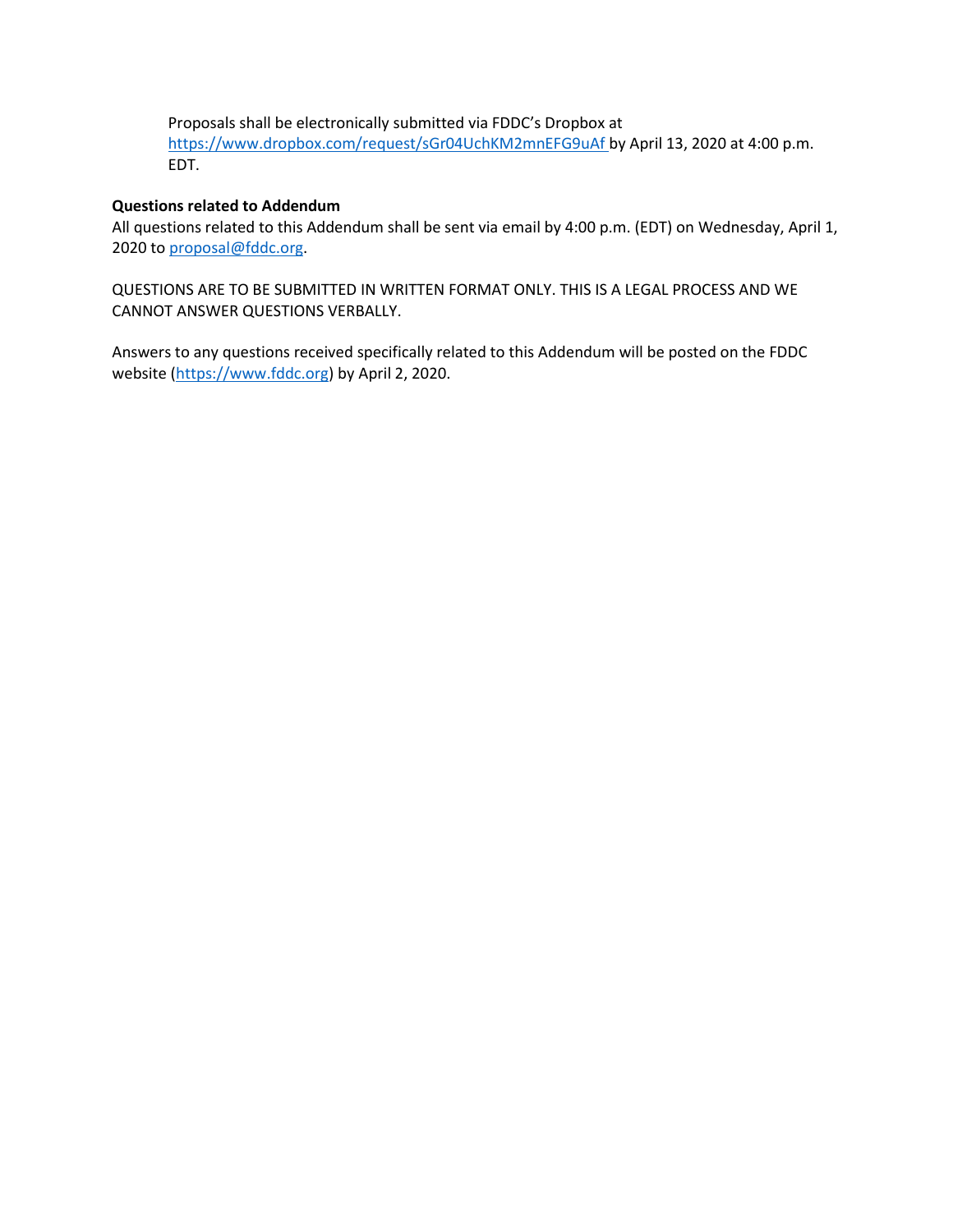Proposals shall be electronically submitted via FDDC's Dropbox at https://www.dropbox.com/request/sGr04UchKM2mnEFG9uAf by April 13, 2020 at 4:00 p.m. EDT.

**Questions related to Addendum**

All questions related to this Addendum shall be sent via email by 4:00 p.m. (EDT) on Wednesday, April 1, 2020 to proposal@fddc.org.

QUESTIONS ARE TO BE SUBMITTED IN WRITTEN FORMAT ONLY. THIS IS A LEGAL PROCESS AND WE CANNOT ANSWER QUESTIONS VERBALLY.

Answers to any questions received specifically related to this Addendum will be posted on the FDDC website (https://www.fddc.org) by April 2, 2020.